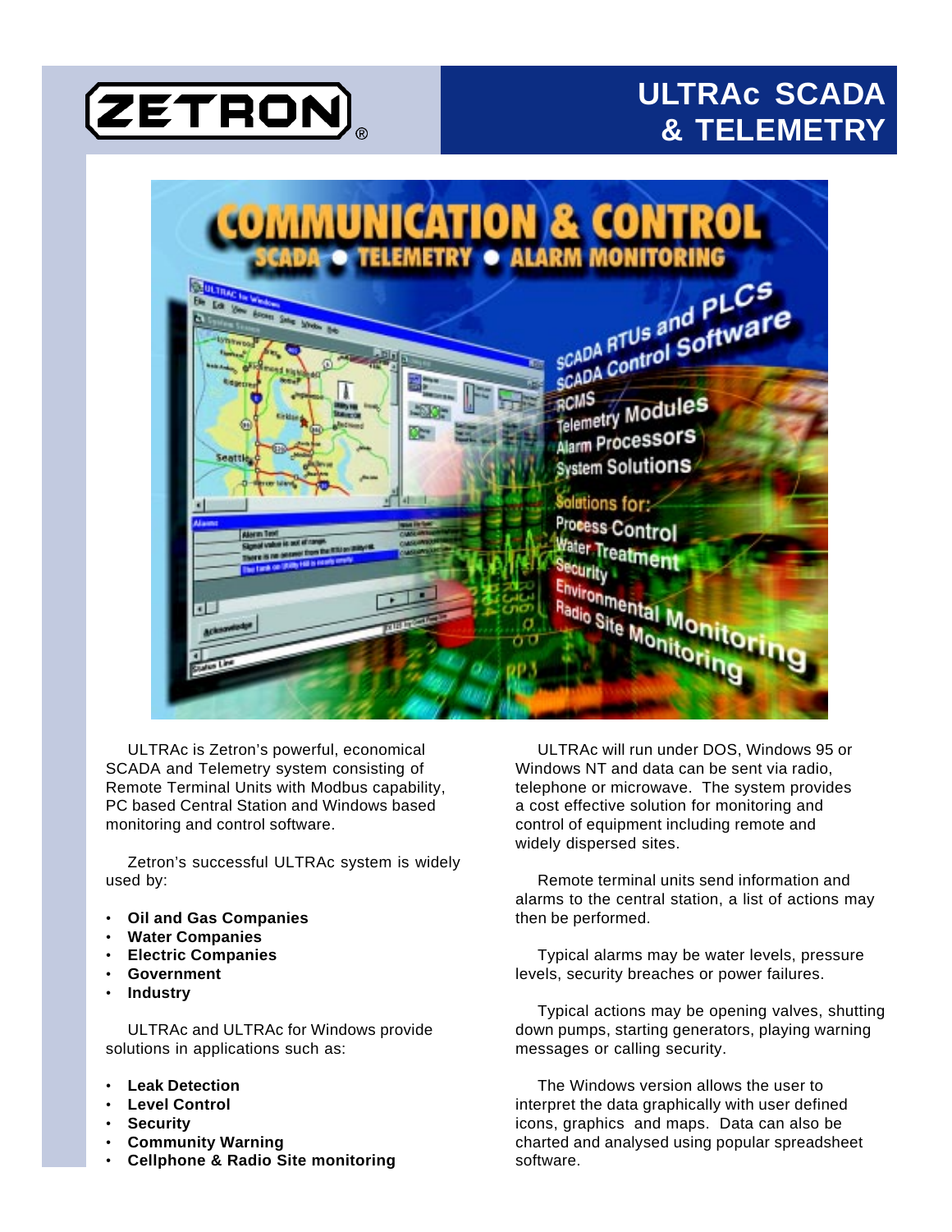ZETRON®

# ULTRAc SCADA & TELEMETRY

ULTRAc is Zetron's powerful, economical SCADA and Telemetry system consisting of Remote Terminal Units with Modbus capability, PC based Central Station and Windows based monitoring and control software.

Zetron's successful ULTRAc system is widely used by:

- **Oil and Gas Companies**
- **Water Companies**
- **Electric Companies**
- **Government**
- **Industry**

ULTRAc and ULTRAc for Windows provide solutions in applications such as:

- **Leak Detection**
- **Level Control**
- **Security**
- **Community Warning**
- **Cellphone & Radio Site monitoring**

ULTRAc will run under DOS, Windows 95 or Windows NT and data can be sent via radio, telephone or microwave. The system provides a cost effective solution for monitoring and control of equipment including remote and widely dispersed sites.

Remote terminal units send information and alarms to the central station, a list of actions may then be performed.

Typical alarms may be water levels, pressure levels, security breaches or power failures.

Typical actions may be opening valves, shutting down pumps, starting generators, playing warning messages or calling security.

The Windows version allows the user to interpret the data graphically with user defined icons, graphics and maps. Data can also be charted and analysed using popular spreadsheet software.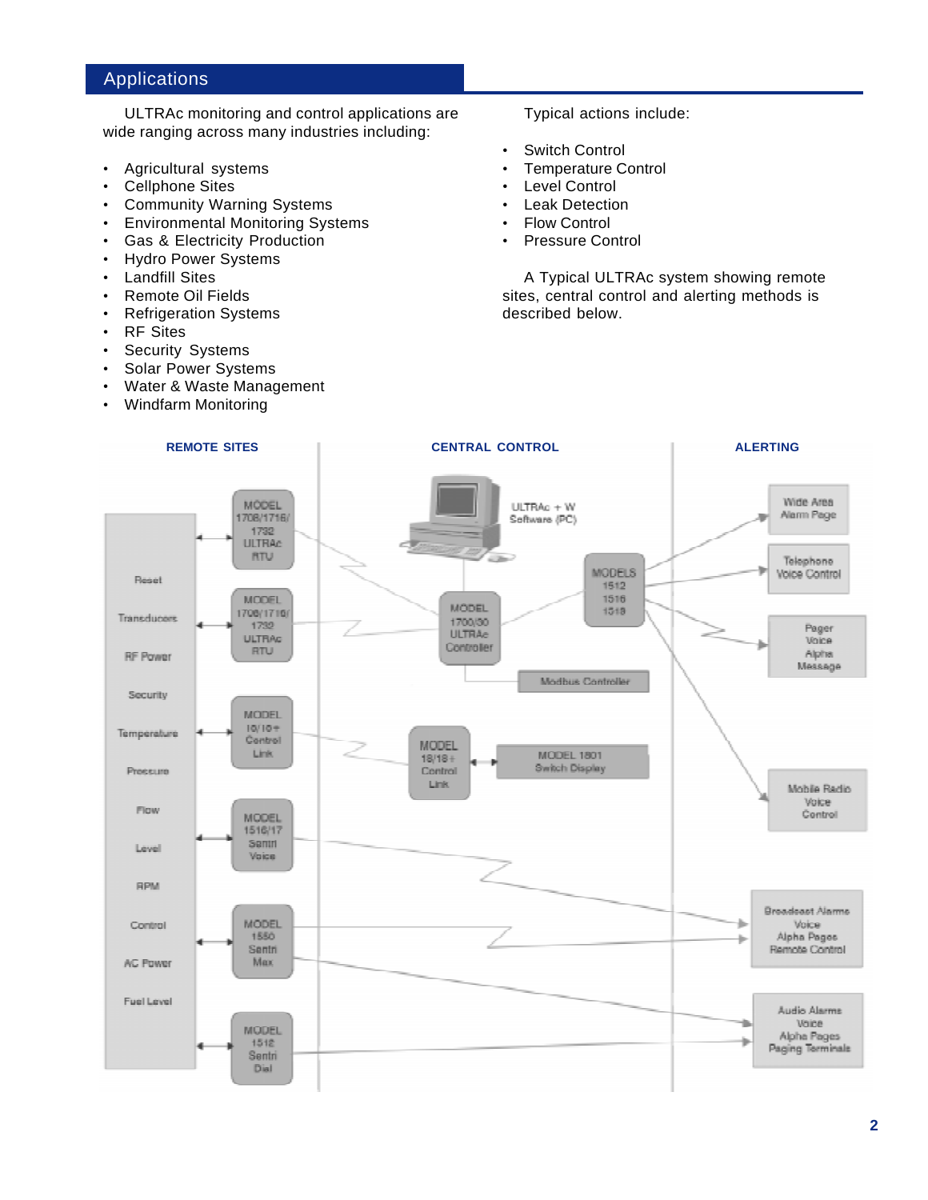## Applications

ULTRAc monitoring and control applications are wide ranging across many industries including:

- Agricultural systems
- Cellphone Sites
- Community Warning Systems
- Environmental Monitoring Systems
- Gas & Electricity Production
- Hydro Power Systems
- Landfill Sites
- Remote Oil Fields
- Refrigeration Systems
- RF Sites
- Security Systems
- Solar Power Systems
- Water & Waste Management
- Windfarm Monitoring

Typical actions include:

- Switch Control
- Temperature Control
- Level Control
- Leak Detection
- Flow Control
- Pressure Control

A Typical ULTRAc system showing remote sites, central control and alerting methods is described below.

**REMOTE SITES** | **CENTRAL CONTROL** | **ALERTING**

Reset, Transducers, RF Power, Security, Temperature, Pressure, Flow, Level, RPM, Control, AC Power, Fuel Level

MODEL 1708/1716/1732 ULTRAc RTU

MODEL 1708/1716/1732 ULTRAc RTU

MODEL 10/10+ Control Link

MODEL 1516/17 Sentri Voice

MODEL 1550 Sentri Max

MODEL 1512 Sentri Dial

ULTRAc + W Software (PC)

MODEL 1700/50 ULTRAc Controller

MODELS 1512 1516 1519

Modbus Controller

MODEL 18/18+ Control Link

MODEL 1801 Switch Display

Wide Area Alarm Page

Telephone Voice Control

Pager Voice Alpha Message

Mobile Radio Voice Control

Broadcast Alarms Voice Alpha Pages Remote Control

Audio Alarms Voice Alpha Pages Paging Terminals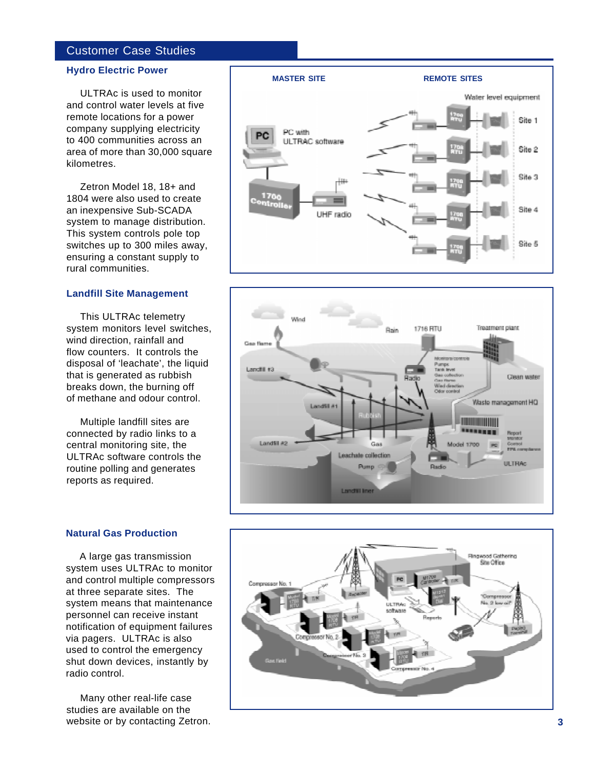## Customer Case Studies

### Hydro Electric Power

ULTRAc is used to monitor and control water levels at five remote locations for a power company supplying electricity to 400 communities across an area of more than 30,000 square kilometres.

Zetron Model 18, 18+ and 1804 were also used to create an inexpensive Sub-SCADA system to manage distribution. This system controls pole top switches up to 300 miles away, ensuring a constant supply to rural communities.

### Landfill Site Management

This ULTRAc telemetry system monitors level switches, wind direction, rainfall and flow counters. It controls the disposal of 'leachate', the liquid that is generated as rubbish breaks down, the burning off of methane and odour control.

Multiple landfill sites are connected by radio links to a central monitoring site, the ULTRAc software controls the routine polling and generates reports as required.

### Natural Gas Production

A large gas transmission system uses ULTRAc to monitor and control multiple compressors at three separate sites. The system means that maintenance personnel can receive instant notification of equipment failures via pagers. ULTRAc is also used to control the emergency shut down devices, instantly by radio control.

Many other real-life case studies are available on the website or by contacting Zetron.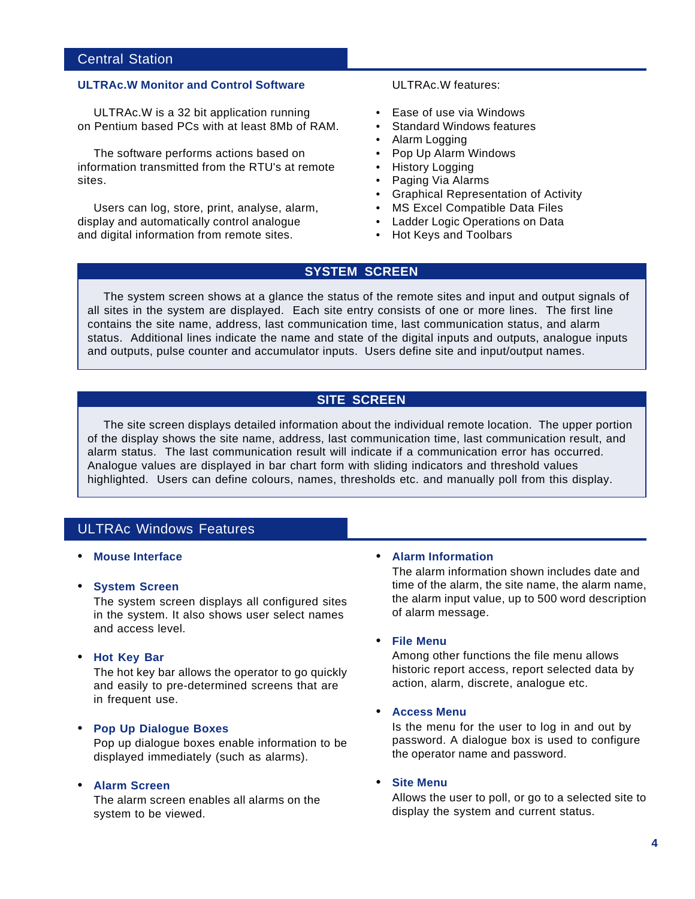## Central Station

### ULTRAc.W Monitor and Control Software

ULTRAc.W is a 32 bit application running on Pentium based PCs with at least 8Mb of RAM.

The software performs actions based on information transmitted from the RTU's at remote sites.

Users can log, store, print, analyse, alarm, display and automatically control analogue and digital information from remote sites.

ULTRAc.W features:

- Ease of use via Windows
- Standard Windows features
- Alarm Logging
- Pop Up Alarm Windows
- History Logging
- Paging Via Alarms
- Graphical Representation of Activity
- MS Excel Compatible Data Files
- Ladder Logic Operations on Data
- Hot Keys and Toolbars

### SYSTEM SCREEN

The system screen shows at a glance the status of the remote sites and input and output signals of all sites in the system are displayed. Each site entry consists of one or more lines. The first line contains the site name, address, last communication time, last communication status, and alarm status. Additional lines indicate the name and state of the digital inputs and outputs, analogue inputs and outputs, pulse counter and accumulator inputs. Users define site and input/output names.

### SITE SCREEN

The site screen displays detailed information about the individual remote location. The upper portion of the display shows the site name, address, last communication time, last communication result, and alarm status. The last communication result will indicate if a communication error has occurred. Analogue values are displayed in bar chart form with sliding indicators and threshold values highlighted. Users can define colours, names, thresholds etc. and manually poll from this display.

## ULTRAc Windows Features

- **Mouse Interface**

- **System Screen**
  The system screen displays all configured sites in the system. It also shows user select names and access level.

- **Hot Key Bar**
  The hot key bar allows the operator to go quickly and easily to pre-determined screens that are in frequent use.

- **Pop Up Dialogue Boxes**
  Pop up dialogue boxes enable information to be displayed immediately (such as alarms).

- **Alarm Screen**
  The alarm screen enables all alarms on the system to be viewed.

- **Alarm Information**
  The alarm information shown includes date and time of the alarm, the site name, the alarm name, the alarm input value, up to 500 word description of alarm message.

- **File Menu**
  Among other functions the file menu allows historic report access, report selected data by action, alarm, discrete, analogue etc.

- **Access Menu**
  Is the menu for the user to log in and out by password. A dialogue box is used to configure the operator name and password.

- **Site Menu**
  Allows the user to poll, or go to a selected site to display the system and current status.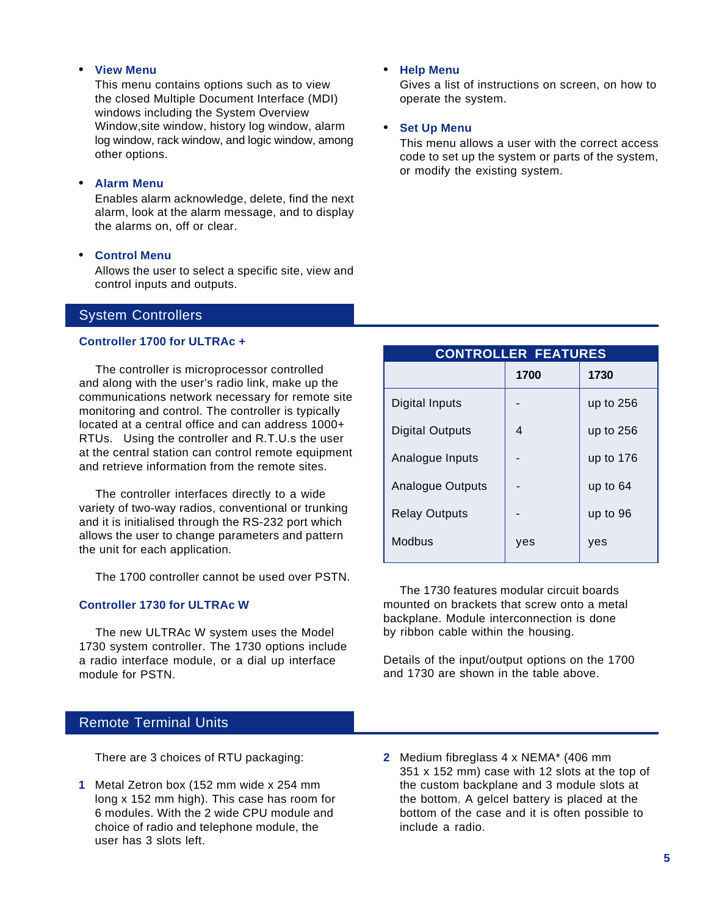- **View Menu**
  This menu contains options such as to view the closed Multiple Document Interface (MDI) windows including the System Overview Window,site window, history log window, alarm log window, rack window, and logic window, among other options.

- **Alarm Menu**
  Enables alarm acknowledge, delete, find the next alarm, look at the alarm message, and to display the alarms on, off or clear.

- **Control Menu**
  Allows the user to select a specific site, view and control inputs and outputs.

- **Help Menu**
  Gives a list of instructions on screen, on how to operate the system.

- **Set Up Menu**
  This menu allows a user with the correct access code to set up the system or parts of the system, or modify the existing system.

## System Controllers

### Controller 1700 for ULTRAc +

The controller is microprocessor controlled and along with the user's radio link, make up the communications network necessary for remote site monitoring and control. The controller is typically located at a central office and can address 1000+ RTUs. Using the controller and R.T.U.s the user at the central station can control remote equipment and retrieve information from the remote sites.

The controller interfaces directly to a wide variety of two-way radios, conventional or trunking and it is initialised through the RS-232 port which allows the user to change parameters and pattern the unit for each application.

The 1700 controller cannot be used over PSTN.

### Controller 1730 for ULTRAc W

The new ULTRAc W system uses the Model 1730 system controller. The 1730 options include a radio interface module, or a dial up interface module for PSTN.

**CONTROLLER FEATURES**

| | 1700 | 1730 |
|---|---|---|
| Digital Inputs | - | up to 256 |
| Digital Outputs | 4 | up to 256 |
| Analogue Inputs | - | up to 176 |
| Analogue Outputs | - | up to 64 |
| Relay Outputs | - | up to 96 |
| Modbus | yes | yes |

The 1730 features modular circuit boards mounted on brackets that screw onto a metal backplane. Module interconnection is done by ribbon cable within the housing.

Details of the input/output options on the 1700 and 1730 are shown in the table above.

## Remote Terminal Units

There are 3 choices of RTU packaging:

1. Metal Zetron box (152 mm wide x 254 mm long x 152 mm high). This case has room for 6 modules. With the 2 wide CPU module and choice of radio and telephone module, the user has 3 slots left.

2. Medium fibreglass 4 x NEMA* (406 mm 351 x 152 mm) case with 12 slots at the top of the custom backplane and 3 module slots at the bottom. A gelcel battery is placed at the bottom of the case and it is often possible to include a radio.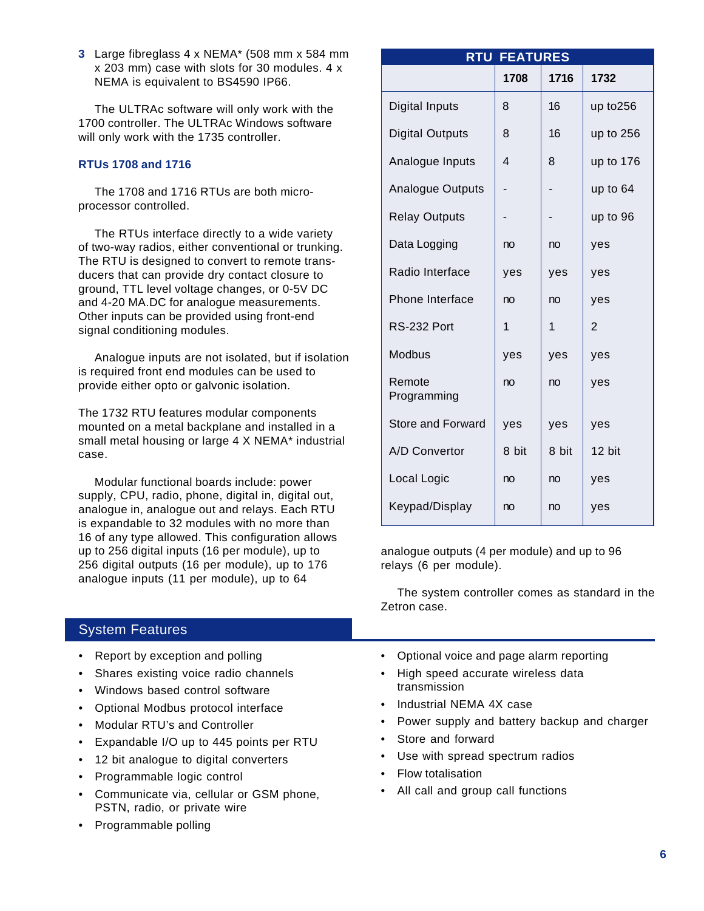3 Large fibreglass 4 x NEMA* (508 mm x 584 mm x 203 mm) case with slots for 30 modules. 4 x NEMA is equivalent to BS4590 IP66.

The ULTRAc software will only work with the 1700 controller. The ULTRAc Windows software will only work with the 1735 controller.

### RTUs 1708 and 1716

The 1708 and 1716 RTUs are both micro-processor controlled.

The RTUs interface directly to a wide variety of two-way radios, either conventional or trunking. The RTU is designed to convert to remote transducers that can provide dry contact closure to ground, TTL level voltage changes, or 0-5V DC and 4-20 MA.DC for analogue measurements. Other inputs can be provided using front-end signal conditioning modules.

Analogue inputs are not isolated, but if isolation is required front end modules can be used to provide either opto or galvonic isolation.

The 1732 RTU features modular components mounted on a metal backplane and installed in a small metal housing or large 4 X NEMA* industrial case.

Modular functional boards include: power supply, CPU, radio, phone, digital in, digital out, analogue in, analogue out and relays. Each RTU is expandable to 32 modules with no more than 16 of any type allowed. This configuration allows up to 256 digital inputs (16 per module), up to 256 digital outputs (16 per module), up to 176 analogue inputs (11 per module), up to 64 analogue outputs (4 per module) and up to 96 relays (6 per module).

The system controller comes as standard in the Zetron case.

**RTU FEATURES**

| | 1708 | 1716 | 1732 |
|---|---|---|---|
| Digital Inputs | 8 | 16 | up to256 |
| Digital Outputs | 8 | 16 | up to 256 |
| Analogue Inputs | 4 | 8 | up to 176 |
| Analogue Outputs | - | - | up to 64 |
| Relay Outputs | - | - | up to 96 |
| Data Logging | no | no | yes |
| Radio Interface | yes | yes | yes |
| Phone Interface | no | no | yes |
| RS-232 Port | 1 | 1 | 2 |
| Modbus | yes | yes | yes |
| Remote Programming | no | no | yes |
| Store and Forward | yes | yes | yes |
| A/D Convertor | 8 bit | 8 bit | 12 bit |
| Local Logic | no | no | yes |
| Keypad/Display | no | no | yes |

## System Features

- Report by exception and polling
- Shares existing voice radio channels
- Windows based control software
- Optional Modbus protocol interface
- Modular RTU's and Controller
- Expandable I/O up to 445 points per RTU
- 12 bit analogue to digital converters
- Programmable logic control
- Communicate via, cellular or GSM phone, PSTN, radio, or private wire
- Programmable polling
- Optional voice and page alarm reporting
- High speed accurate wireless data transmission
- Industrial NEMA 4X case
- Power supply and battery backup and charger
- Store and forward
- Use with spread spectrum radios
- Flow totalisation
- All call and group call functions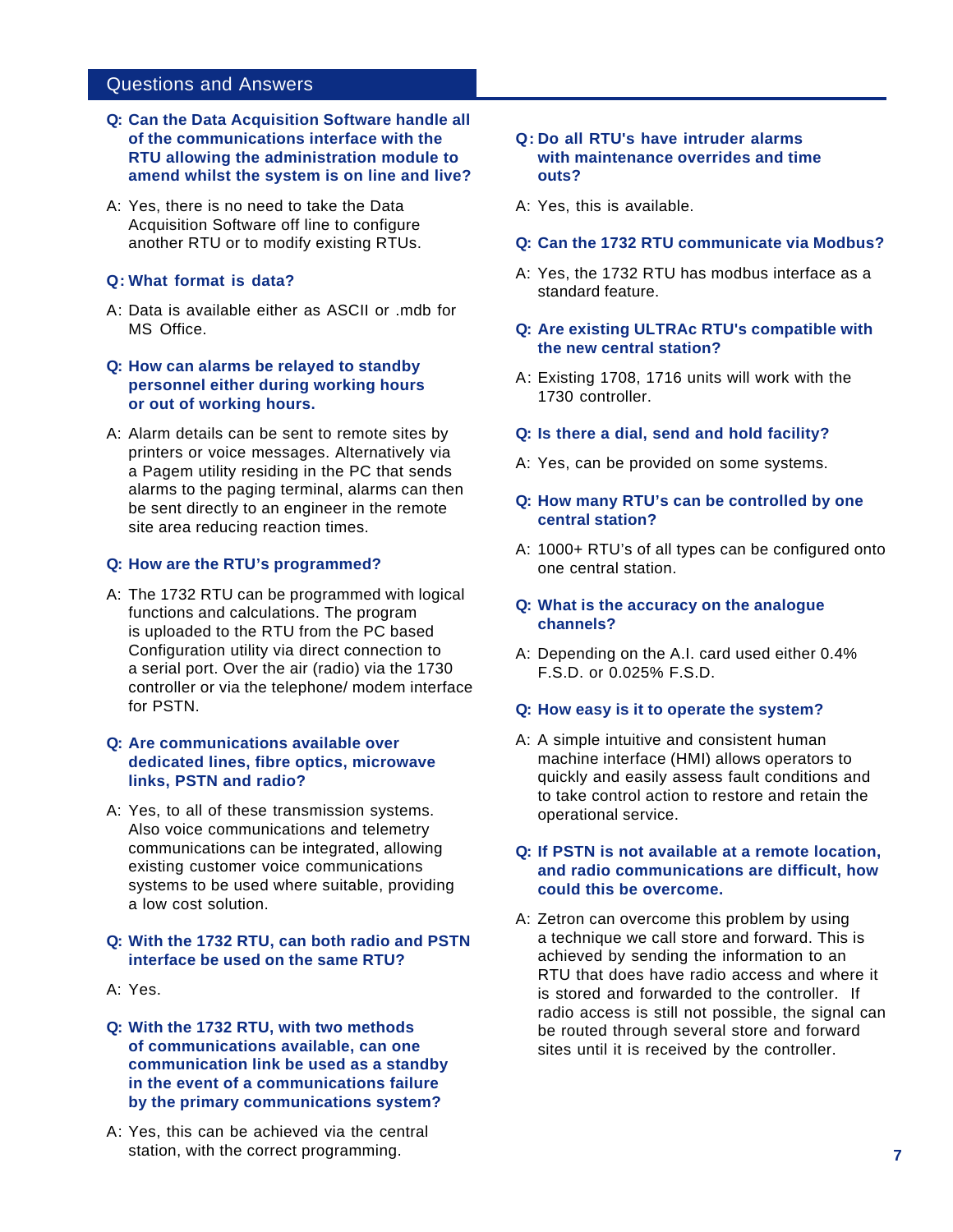## Questions and Answers

**Q: Can the Data Acquisition Software handle all of the communications interface with the RTU allowing the administration module to amend whilst the system is on line and live?**

A: Yes, there is no need to take the Data Acquisition Software off line to configure another RTU or to modify existing RTUs.

**Q: What format is data?**

A: Data is available either as ASCII or .mdb for MS Office.

**Q: How can alarms be relayed to standby personnel either during working hours or out of working hours.**

A: Alarm details can be sent to remote sites by printers or voice messages. Alternatively via a Pagem utility residing in the PC that sends alarms to the paging terminal, alarms can then be sent directly to an engineer in the remote site area reducing reaction times.

**Q: How are the RTU's programmed?**

A: The 1732 RTU can be programmed with logical functions and calculations. The program is uploaded to the RTU from the PC based Configuration utility via direct connection to a serial port. Over the air (radio) via the 1730 controller or via the telephone/ modem interface for PSTN.

**Q: Are communications available over dedicated lines, fibre optics, microwave links, PSTN and radio?**

A: Yes, to all of these transmission systems. Also voice communications and telemetry communications can be integrated, allowing existing customer voice communications systems to be used where suitable, providing a low cost solution.

**Q: With the 1732 RTU, can both radio and PSTN interface be used on the same RTU?**

A: Yes.

**Q: With the 1732 RTU, with two methods of communications available, can one communication link be used as a standby in the event of a communications failure by the primary communications system?**

A: Yes, this can be achieved via the central station, with the correct programming.

**Q: Do all RTU's have intruder alarms with maintenance overrides and time outs?**

A: Yes, this is available.

**Q: Can the 1732 RTU communicate via Modbus?**

A: Yes, the 1732 RTU has modbus interface as a standard feature.

**Q: Are existing ULTRAc RTU's compatible with the new central station?**

A: Existing 1708, 1716 units will work with the 1730 controller.

**Q: Is there a dial, send and hold facility?**

A: Yes, can be provided on some systems.

**Q: How many RTU's can be controlled by one central station?**

A: 1000+ RTU's of all types can be configured onto one central station.

**Q: What is the accuracy on the analogue channels?**

A: Depending on the A.I. card used either 0.4% F.S.D. or 0.025% F.S.D.

**Q: How easy is it to operate the system?**

A: A simple intuitive and consistent human machine interface (HMI) allows operators to quickly and easily assess fault conditions and to take control action to restore and retain the operational service.

**Q: If PSTN is not available at a remote location, and radio communications are difficult, how could this be overcome.**

A: Zetron can overcome this problem by using a technique we call store and forward. This is achieved by sending the information to an RTU that does have radio access and where it is stored and forwarded to the controller. If radio access is still not possible, the signal can be routed through several store and forward sites until it is received by the controller.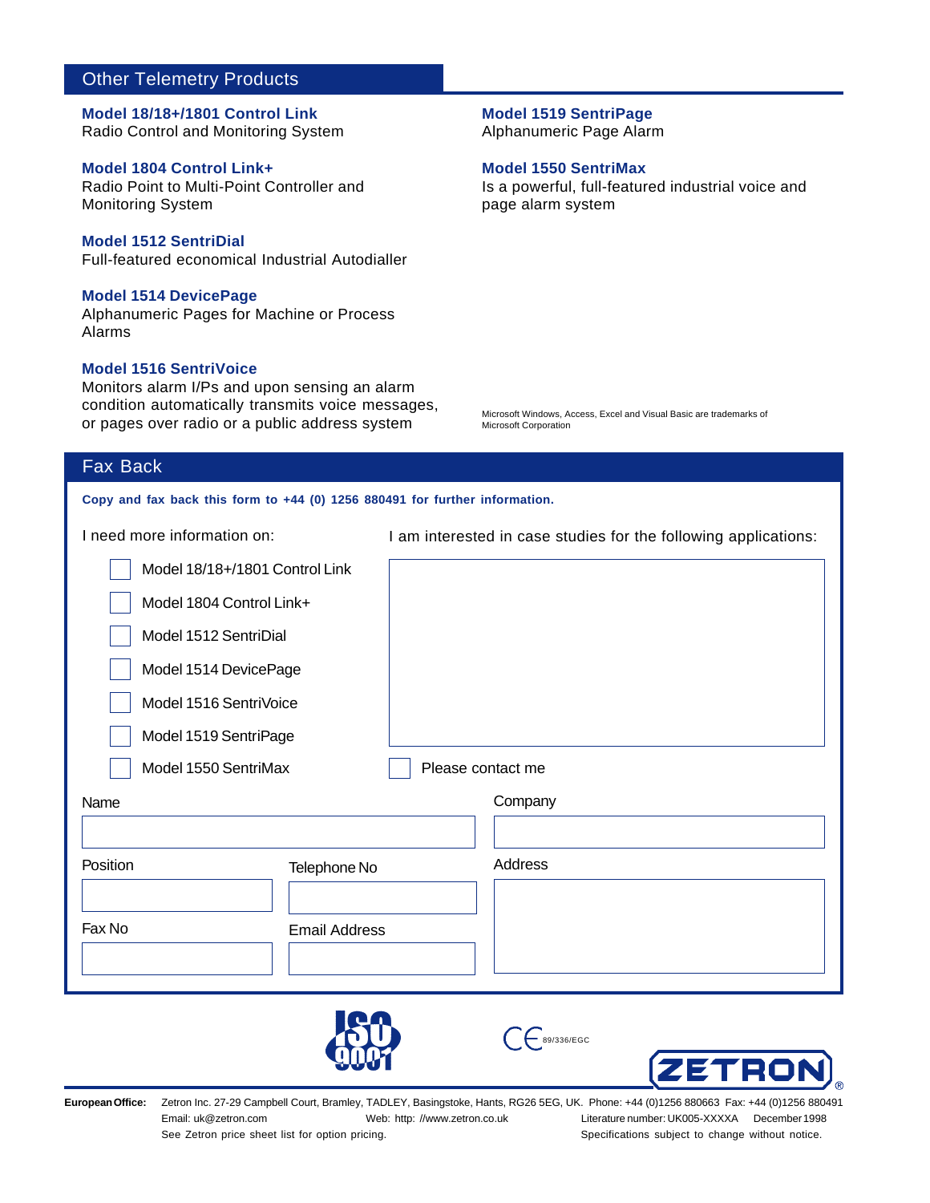## Other Telemetry Products

**Model 18/18+/1801 Control Link**
Radio Control and Monitoring System

**Model 1804 Control Link+**
Radio Point to Multi-Point Controller and Monitoring System

**Model 1512 SentriDial**
Full-featured economical Industrial Autodialler

**Model 1514 DevicePage**
Alphanumeric Pages for Machine or Process Alarms

**Model 1516 SentriVoice**
Monitors alarm I/Ps and upon sensing an alarm condition automatically transmits voice messages, or pages over radio or a public address system

**Model 1519 SentriPage**
Alphanumeric Page Alarm

**Model 1550 SentriMax**
Is a powerful, full-featured industrial voice and page alarm system

Microsoft Windows, Access, Excel and Visual Basic are trademarks of Microsoft Corporation

## Fax Back

**Copy and fax back this form to +44 (0) 1256 880491 for further information.**

I need more information on:

- ☐ Model 18/18+/1801 Control Link
- ☐ Model 1804 Control Link+
- ☐ Model 1512 SentriDial
- ☐ Model 1514 DevicePage
- ☐ Model 1516 SentriVoice
- ☐ Model 1519 SentriPage
- ☐ Model 1550 SentriMax

I am interested in case studies for the following applications:

☐ Please contact me

Name

Company

Position

Telephone No

Address

Fax No

Email Address

ISO 9001

CE 89/336/EGC

ZETRON®

**European Office:** Zetron Inc. 27-29 Campbell Court, Bramley, TADLEY, Basingstoke, Hants, RG26 5EG, UK. Phone: +44 (0)1256 880663 Fax: +44 (0)1256 880491
Email: uk@zetron.com Web: http: //www.zetron.co.uk Literature number: UK005-XXXXA December 1998
See Zetron price sheet list for option pricing. Specifications subject to change without notice.